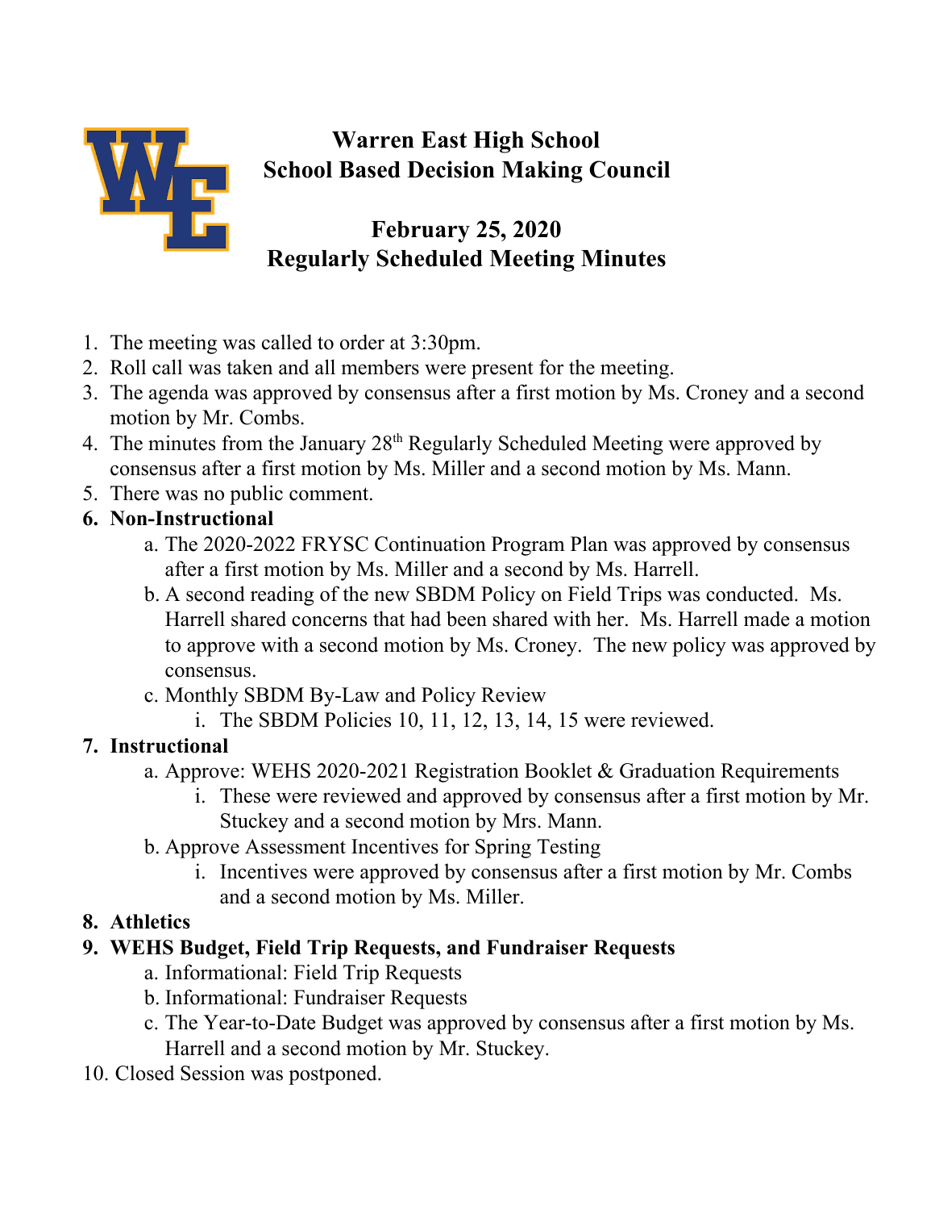# Warren East High School
# School Based Decision Making Council

## February 25, 2020
## Regularly Scheduled Meeting Minutes

1. The meeting was called to order at 3:30pm.
2. Roll call was taken and all members were present for the meeting.
3. The agenda was approved by consensus after a first motion by Ms. Croney and a second motion by Mr. Combs.
4. The minutes from the January 28th Regularly Scheduled Meeting were approved by consensus after a first motion by Ms. Miller and a second motion by Ms. Mann.
5. There was no public comment.
6. **Non-Instructional**
   a. The 2020-2022 FRYSC Continuation Program Plan was approved by consensus after a first motion by Ms. Miller and a second by Ms. Harrell.
   b. A second reading of the new SBDM Policy on Field Trips was conducted. Ms. Harrell shared concerns that had been shared with her. Ms. Harrell made a motion to approve with a second motion by Ms. Croney. The new policy was approved by consensus.
   c. Monthly SBDM By-Law and Policy Review
      i. The SBDM Policies 10, 11, 12, 13, 14, 15 were reviewed.
7. **Instructional**
   a. Approve: WEHS 2020-2021 Registration Booklet & Graduation Requirements
      i. These were reviewed and approved by consensus after a first motion by Mr. Stuckey and a second motion by Mrs. Mann.
   b. Approve Assessment Incentives for Spring Testing
      i. Incentives were approved by consensus after a first motion by Mr. Combs and a second motion by Ms. Miller.
8. **Athletics**
9. **WEHS Budget, Field Trip Requests, and Fundraiser Requests**
   a. Informational: Field Trip Requests
   b. Informational: Fundraiser Requests
   c. The Year-to-Date Budget was approved by consensus after a first motion by Ms. Harrell and a second motion by Mr. Stuckey.
10. Closed Session was postponed.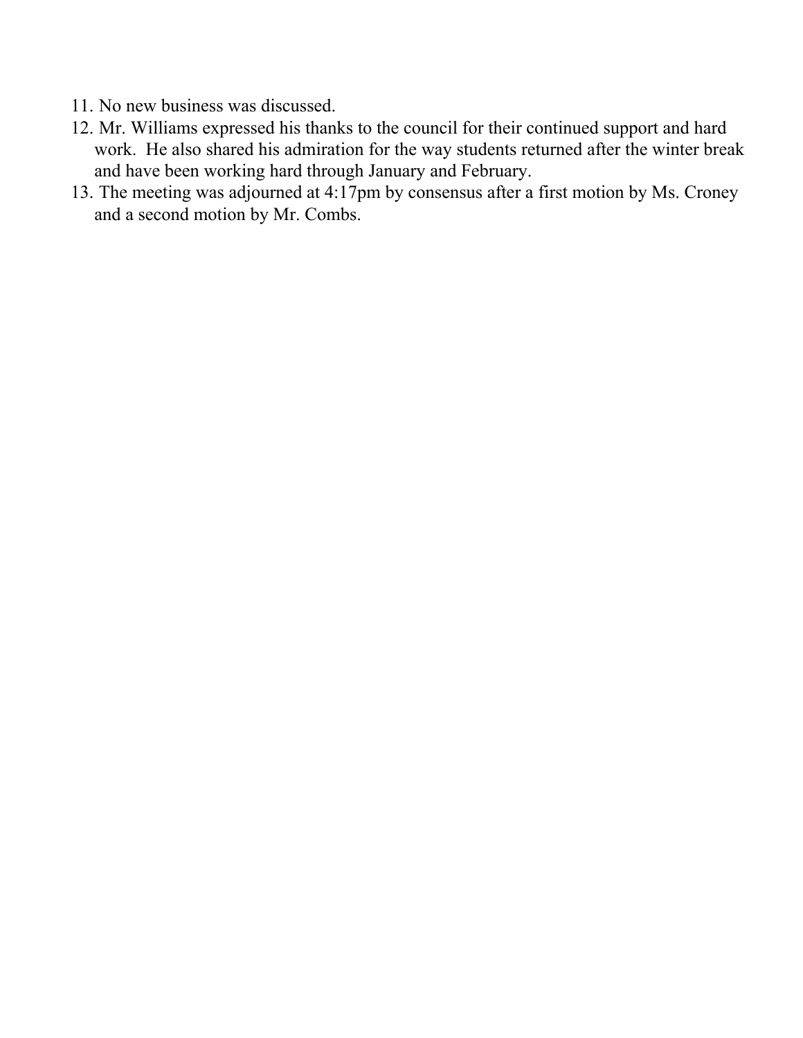11. No new business was discussed.
12. Mr. Williams expressed his thanks to the council for their continued support and hard work. He also shared his admiration for the way students returned after the winter break and have been working hard through January and February.
13. The meeting was adjourned at 4:17pm by consensus after a first motion by Ms. Croney and a second motion by Mr. Combs.